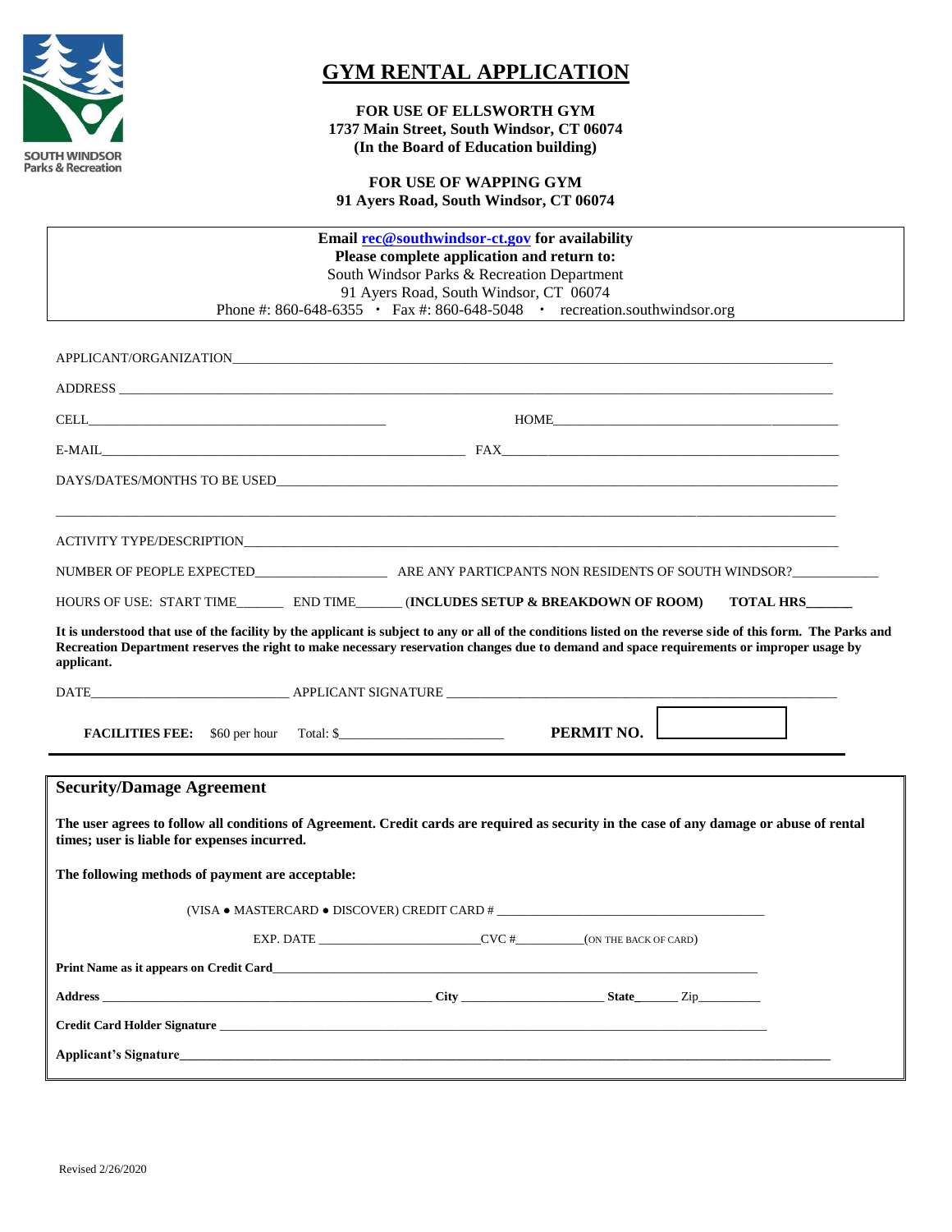SOUTH WINDSOR
Parks & Recreation

# GYM RENTAL APPLICATION

**FOR USE OF ELLSWORTH GYM**
**1737 Main Street, South Windsor, CT 06074**
**(In the Board of Education building)**

**FOR USE OF WAPPING GYM**
**91 Ayers Road, South Windsor, CT 06074**

**Email rec@southwindsor-ct.gov for availability**
**Please complete application and return to:**
South Windsor Parks & Recreation Department
91 Ayers Road, South Windsor, CT 06074
Phone #: 860-648-6355 • Fax #: 860-648-5048 • recreation.southwindsor.org

APPLICANT/ORGANIZATION________________________________________________

ADDRESS ________________________________________________

CELL________________________ HOME________________________

E-MAIL________________________ FAX________________________

DAYS/DATES/MONTHS TO BE USED________________________________________________

________________________________________________

ACTIVITY TYPE/DESCRIPTION________________________________________________

NUMBER OF PEOPLE EXPECTED__________ ARE ANY PARTICPANTS NON RESIDENTS OF SOUTH WINDSOR?__________

HOURS OF USE: START TIME_______ END TIME_______ (**INCLUDES SETUP & BREAKDOWN OF ROOM**) **TOTAL HRS______**

**It is understood that use of the facility by the applicant is subject to any or all of the conditions listed on the reverse side of this form. The Parks and Recreation Department reserves the right to make necessary reservation changes due to demand and space requirements or improper usage by applicant.**

DATE________________ APPLICANT SIGNATURE ________________________________

**FACILITIES FEE:** $60 per hour Total: $________________ **PERMIT NO.** ________

## Security/Damage Agreement

**The user agrees to follow all conditions of Agreement. Credit cards are required as security in the case of any damage or abuse of rental times; user is liable for expenses incurred.**

**The following methods of payment are acceptable:**

(VISA ● MASTERCARD ● DISCOVER) CREDIT CARD # ________________________________

EXP. DATE ________________ CVC #__________(ON THE BACK OF CARD)

**Print Name as it appears on Credit Card**________________________________

**Address** ________________________ **City** ______________ **State**______ Zip_________

**Credit Card Holder Signature** ________________________________

**Applicant's Signature**________________________________

Revised 2/26/2020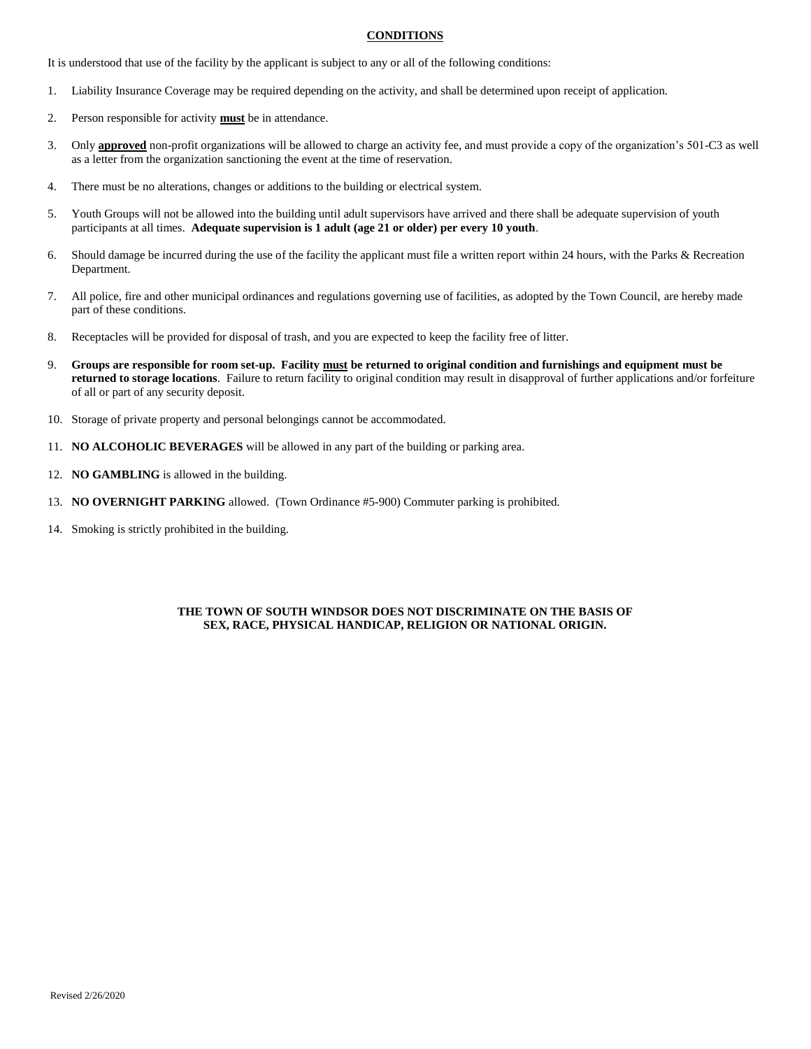## CONDITIONS

It is understood that use of the facility by the applicant is subject to any or all of the following conditions:

1. Liability Insurance Coverage may be required depending on the activity, and shall be determined upon receipt of application.
2. Person responsible for activity **must** be in attendance.
3. Only **approved** non-profit organizations will be allowed to charge an activity fee, and must provide a copy of the organization's 501-C3 as well as a letter from the organization sanctioning the event at the time of reservation.
4. There must be no alterations, changes or additions to the building or electrical system.
5. Youth Groups will not be allowed into the building until adult supervisors have arrived and there shall be adequate supervision of youth participants at all times. **Adequate supervision is 1 adult (age 21 or older) per every 10 youth**.
6. Should damage be incurred during the use of the facility the applicant must file a written report within 24 hours, with the Parks & Recreation Department.
7. All police, fire and other municipal ordinances and regulations governing use of facilities, as adopted by the Town Council, are hereby made part of these conditions.
8. Receptacles will be provided for disposal of trash, and you are expected to keep the facility free of litter.
9. **Groups are responsible for room set-up. Facility must be returned to original condition and furnishings and equipment must be returned to storage locations**. Failure to return facility to original condition may result in disapproval of further applications and/or forfeiture of all or part of any security deposit.
10. Storage of private property and personal belongings cannot be accommodated.
11. **NO ALCOHOLIC BEVERAGES** will be allowed in any part of the building or parking area.
12. **NO GAMBLING** is allowed in the building.
13. **NO OVERNIGHT PARKING** allowed. (Town Ordinance #5-900) Commuter parking is prohibited.
14. Smoking is strictly prohibited in the building.

**THE TOWN OF SOUTH WINDSOR DOES NOT DISCRIMINATE ON THE BASIS OF SEX, RACE, PHYSICAL HANDICAP, RELIGION OR NATIONAL ORIGIN.**

Revised 2/26/2020